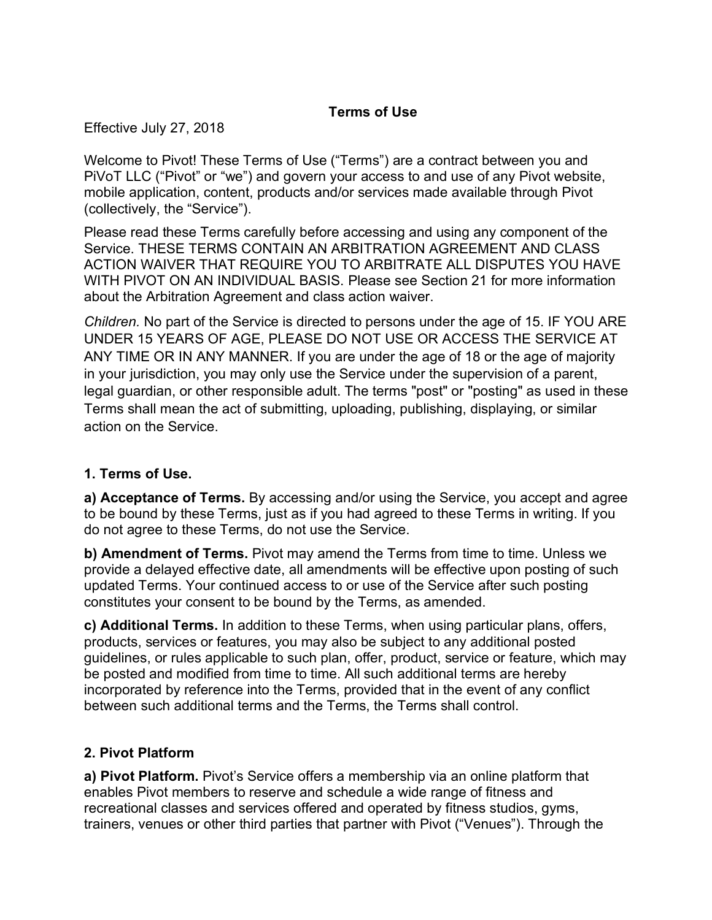# Terms of Use

Effective July 27, 2018

Welcome to Pivot! These Terms of Use ("Terms") are a contract between you and PiVoT LLC ("Pivot" or "we") and govern your access to and use of any Pivot website, mobile application, content, products and/or services made available through Pivot (collectively, the "Service").

Please read these Terms carefully before accessing and using any component of the Service. THESE TERMS CONTAIN AN ARBITRATION AGREEMENT AND CLASS ACTION WAIVER THAT REQUIRE YOU TO ARBITRATE ALL DISPUTES YOU HAVE WITH PIVOT ON AN INDIVIDUAL BASIS. Please see Section 21 for more information about the Arbitration Agreement and class action waiver.

*Children.* No part of the Service is directed to persons under the age of 15. IF YOU ARE UNDER 15 YEARS OF AGE, PLEASE DO NOT USE OR ACCESS THE SERVICE AT ANY TIME OR IN ANY MANNER. If you are under the age of 18 or the age of majority in your jurisdiction, you may only use the Service under the supervision of a parent, legal guardian, or other responsible adult. The terms "post" or "posting" as used in these Terms shall mean the act of submitting, uploading, publishing, displaying, or similar action on the Service.

## 1. Terms of Use.

**a) Acceptance of Terms.** By accessing and/or using the Service, you accept and agree to be bound by these Terms, just as if you had agreed to these Terms in writing. If you do not agree to these Terms, do not use the Service.

**b) Amendment of Terms.** Pivot may amend the Terms from time to time. Unless we provide a delayed effective date, all amendments will be effective upon posting of such updated Terms. Your continued access to or use of the Service after such posting constitutes your consent to be bound by the Terms, as amended.

**c) Additional Terms.** In addition to these Terms, when using particular plans, offers, products, services or features, you may also be subject to any additional posted guidelines, or rules applicable to such plan, offer, product, service or feature, which may be posted and modified from time to time. All such additional terms are hereby incorporated by reference into the Terms, provided that in the event of any conflict between such additional terms and the Terms, the Terms shall control.

## 2. Pivot Platform

**a) Pivot Platform.** Pivot's Service offers a membership via an online platform that enables Pivot members to reserve and schedule a wide range of fitness and recreational classes and services offered and operated by fitness studios, gyms, trainers, venues or other third parties that partner with Pivot ("Venues"). Through the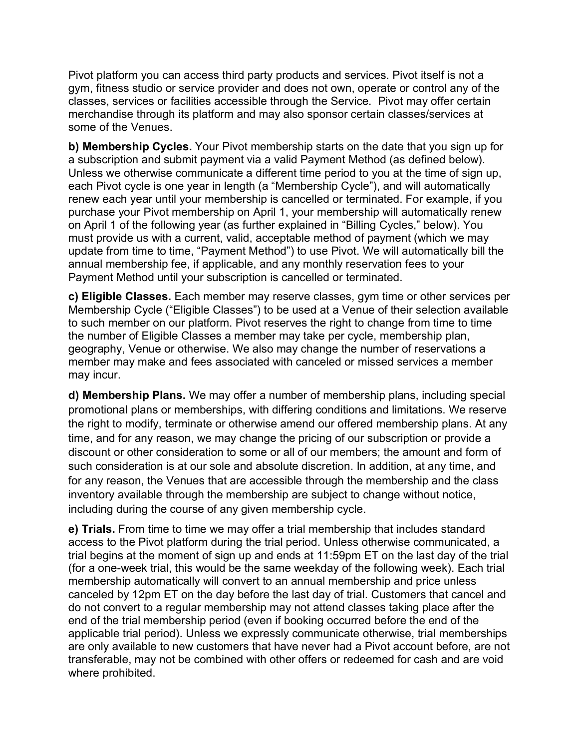Pivot platform you can access third party products and services. Pivot itself is not a gym, fitness studio or service provider and does not own, operate or control any of the classes, services or facilities accessible through the Service. Pivot may offer certain merchandise through its platform and may also sponsor certain classes/services at some of the Venues.

**b) Membership Cycles.** Your Pivot membership starts on the date that you sign up for a subscription and submit payment via a valid Payment Method (as defined below). Unless we otherwise communicate a different time period to you at the time of sign up, each Pivot cycle is one year in length (a "Membership Cycle"), and will automatically renew each year until your membership is cancelled or terminated. For example, if you purchase your Pivot membership on April 1, your membership will automatically renew on April 1 of the following year (as further explained in "Billing Cycles," below). You must provide us with a current, valid, acceptable method of payment (which we may update from time to time, "Payment Method") to use Pivot. We will automatically bill the annual membership fee, if applicable, and any monthly reservation fees to your Payment Method until your subscription is cancelled or terminated.

**c) Eligible Classes.** Each member may reserve classes, gym time or other services per Membership Cycle ("Eligible Classes") to be used at a Venue of their selection available to such member on our platform. Pivot reserves the right to change from time to time the number of Eligible Classes a member may take per cycle, membership plan, geography, Venue or otherwise. We also may change the number of reservations a member may make and fees associated with canceled or missed services a member may incur.

**d) Membership Plans.** We may offer a number of membership plans, including special promotional plans or memberships, with differing conditions and limitations. We reserve the right to modify, terminate or otherwise amend our offered membership plans. At any time, and for any reason, we may change the pricing of our subscription or provide a discount or other consideration to some or all of our members; the amount and form of such consideration is at our sole and absolute discretion. In addition, at any time, and for any reason, the Venues that are accessible through the membership and the class inventory available through the membership are subject to change without notice, including during the course of any given membership cycle.

**e) Trials.** From time to time we may offer a trial membership that includes standard access to the Pivot platform during the trial period. Unless otherwise communicated, a trial begins at the moment of sign up and ends at 11:59pm ET on the last day of the trial (for a one-week trial, this would be the same weekday of the following week). Each trial membership automatically will convert to an annual membership and price unless canceled by 12pm ET on the day before the last day of trial. Customers that cancel and do not convert to a regular membership may not attend classes taking place after the end of the trial membership period (even if booking occurred before the end of the applicable trial period). Unless we expressly communicate otherwise, trial memberships are only available to new customers that have never had a Pivot account before, are not transferable, may not be combined with other offers or redeemed for cash and are void where prohibited.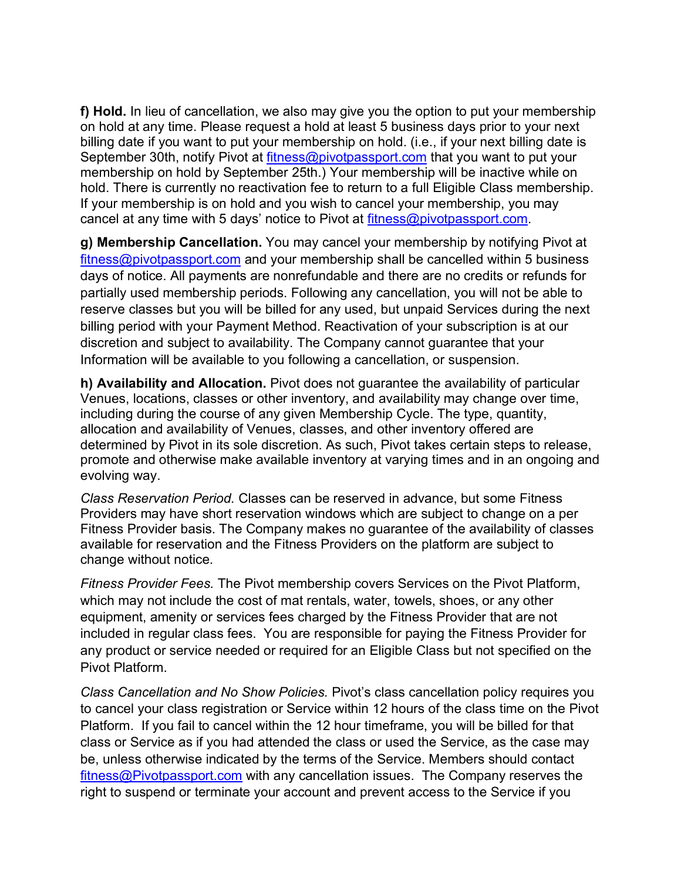**f) Hold.** In lieu of cancellation, we also may give you the option to put your membership on hold at any time. Please request a hold at least 5 business days prior to your next billing date if you want to put your membership on hold. (i.e., if your next billing date is September 30th, notify Pivot at fitness@pivotpassport.com that you want to put your membership on hold by September 25th.) Your membership will be inactive while on hold. There is currently no reactivation fee to return to a full Eligible Class membership. If your membership is on hold and you wish to cancel your membership, you may cancel at any time with 5 days' notice to Pivot at fitness@pivotpassport.com.

**g) Membership Cancellation.** You may cancel your membership by notifying Pivot at fitness@pivotpassport.com and your membership shall be cancelled within 5 business days of notice. All payments are nonrefundable and there are no credits or refunds for partially used membership periods. Following any cancellation, you will not be able to reserve classes but you will be billed for any used, but unpaid Services during the next billing period with your Payment Method. Reactivation of your subscription is at our discretion and subject to availability. The Company cannot guarantee that your Information will be available to you following a cancellation, or suspension.

**h) Availability and Allocation.** Pivot does not guarantee the availability of particular Venues, locations, classes or other inventory, and availability may change over time, including during the course of any given Membership Cycle. The type, quantity, allocation and availability of Venues, classes, and other inventory offered are determined by Pivot in its sole discretion. As such, Pivot takes certain steps to release, promote and otherwise make available inventory at varying times and in an ongoing and evolving way.

*Class Reservation Period.* Classes can be reserved in advance, but some Fitness Providers may have short reservation windows which are subject to change on a per Fitness Provider basis. The Company makes no guarantee of the availability of classes available for reservation and the Fitness Providers on the platform are subject to change without notice.

*Fitness Provider Fees.* The Pivot membership covers Services on the Pivot Platform, which may not include the cost of mat rentals, water, towels, shoes, or any other equipment, amenity or services fees charged by the Fitness Provider that are not included in regular class fees. You are responsible for paying the Fitness Provider for any product or service needed or required for an Eligible Class but not specified on the Pivot Platform.

*Class Cancellation and No Show Policies.* Pivot's class cancellation policy requires you to cancel your class registration or Service within 12 hours of the class time on the Pivot Platform. If you fail to cancel within the 12 hour timeframe, you will be billed for that class or Service as if you had attended the class or used the Service, as the case may be, unless otherwise indicated by the terms of the Service. Members should contact fitness@Pivotpassport.com with any cancellation issues. The Company reserves the right to suspend or terminate your account and prevent access to the Service if you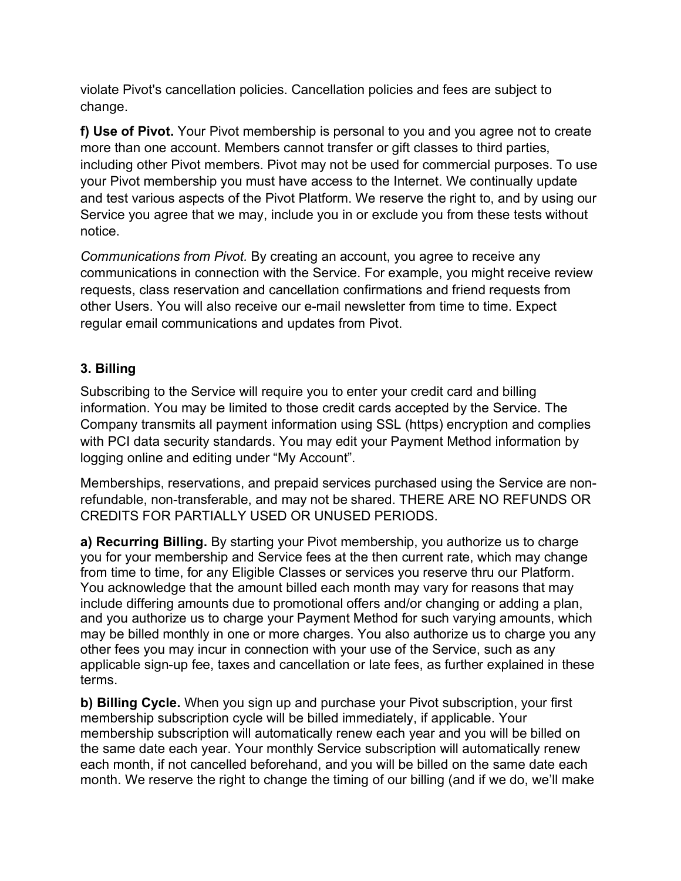violate Pivot's cancellation policies. Cancellation policies and fees are subject to change.

**f) Use of Pivot.** Your Pivot membership is personal to you and you agree not to create more than one account. Members cannot transfer or gift classes to third parties, including other Pivot members. Pivot may not be used for commercial purposes. To use your Pivot membership you must have access to the Internet. We continually update and test various aspects of the Pivot Platform. We reserve the right to, and by using our Service you agree that we may, include you in or exclude you from these tests without notice.

*Communications from Pivot.* By creating an account, you agree to receive any communications in connection with the Service. For example, you might receive review requests, class reservation and cancellation confirmations and friend requests from other Users. You will also receive our e-mail newsletter from time to time. Expect regular email communications and updates from Pivot.

### 3. Billing

Subscribing to the Service will require you to enter your credit card and billing information. You may be limited to those credit cards accepted by the Service. The Company transmits all payment information using SSL (https) encryption and complies with PCI data security standards. You may edit your Payment Method information by logging online and editing under "My Account".

Memberships, reservations, and prepaid services purchased using the Service are non-refundable, non-transferable, and may not be shared. THERE ARE NO REFUNDS OR CREDITS FOR PARTIALLY USED OR UNUSED PERIODS.

**a) Recurring Billing.** By starting your Pivot membership, you authorize us to charge you for your membership and Service fees at the then current rate, which may change from time to time, for any Eligible Classes or services you reserve thru our Platform. You acknowledge that the amount billed each month may vary for reasons that may include differing amounts due to promotional offers and/or changing or adding a plan, and you authorize us to charge your Payment Method for such varying amounts, which may be billed monthly in one or more charges. You also authorize us to charge you any other fees you may incur in connection with your use of the Service, such as any applicable sign-up fee, taxes and cancellation or late fees, as further explained in these terms.

**b) Billing Cycle.** When you sign up and purchase your Pivot subscription, your first membership subscription cycle will be billed immediately, if applicable. Your membership subscription will automatically renew each year and you will be billed on the same date each year. Your monthly Service subscription will automatically renew each month, if not cancelled beforehand, and you will be billed on the same date each month. We reserve the right to change the timing of our billing (and if we do, we'll make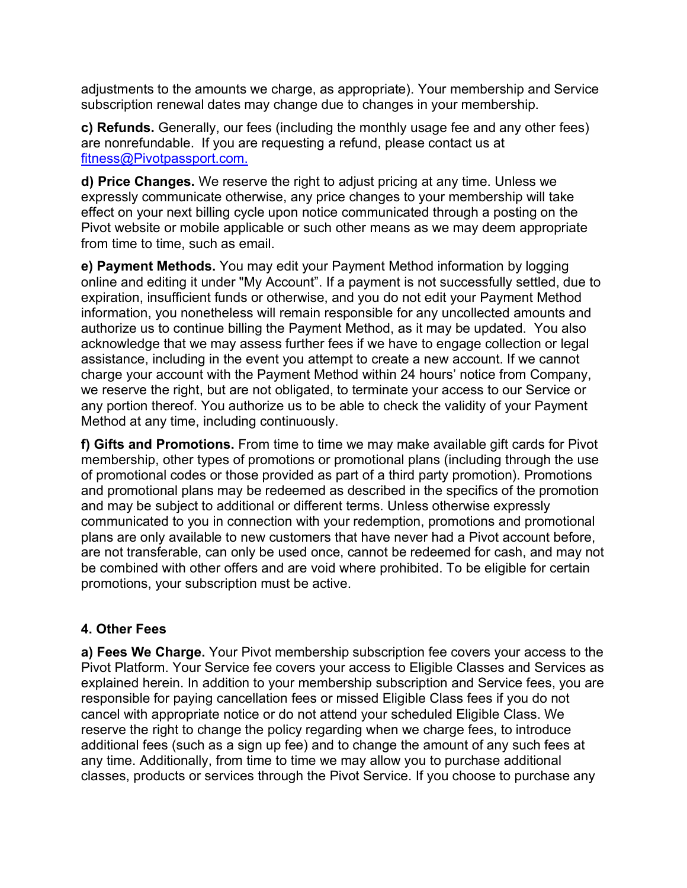adjustments to the amounts we charge, as appropriate). Your membership and Service subscription renewal dates may change due to changes in your membership.

**c) Refunds.** Generally, our fees (including the monthly usage fee and any other fees) are nonrefundable. If you are requesting a refund, please contact us at [fitness@Pivotpassport.com.](mailto:fitness@Pivotpassport.com)

**d) Price Changes.** We reserve the right to adjust pricing at any time. Unless we expressly communicate otherwise, any price changes to your membership will take effect on your next billing cycle upon notice communicated through a posting on the Pivot website or mobile applicable or such other means as we may deem appropriate from time to time, such as email.

**e) Payment Methods.** You may edit your Payment Method information by logging online and editing it under "My Account". If a payment is not successfully settled, due to expiration, insufficient funds or otherwise, and you do not edit your Payment Method information, you nonetheless will remain responsible for any uncollected amounts and authorize us to continue billing the Payment Method, as it may be updated. You also acknowledge that we may assess further fees if we have to engage collection or legal assistance, including in the event you attempt to create a new account. If we cannot charge your account with the Payment Method within 24 hours' notice from Company, we reserve the right, but are not obligated, to terminate your access to our Service or any portion thereof. You authorize us to be able to check the validity of your Payment Method at any time, including continuously.

**f) Gifts and Promotions.** From time to time we may make available gift cards for Pivot membership, other types of promotions or promotional plans (including through the use of promotional codes or those provided as part of a third party promotion). Promotions and promotional plans may be redeemed as described in the specifics of the promotion and may be subject to additional or different terms. Unless otherwise expressly communicated to you in connection with your redemption, promotions and promotional plans are only available to new customers that have never had a Pivot account before, are not transferable, can only be used once, cannot be redeemed for cash, and may not be combined with other offers and are void where prohibited. To be eligible for certain promotions, your subscription must be active.

### 4. Other Fees

**a) Fees We Charge.** Your Pivot membership subscription fee covers your access to the Pivot Platform. Your Service fee covers your access to Eligible Classes and Services as explained herein. In addition to your membership subscription and Service fees, you are responsible for paying cancellation fees or missed Eligible Class fees if you do not cancel with appropriate notice or do not attend your scheduled Eligible Class. We reserve the right to change the policy regarding when we charge fees, to introduce additional fees (such as a sign up fee) and to change the amount of any such fees at any time. Additionally, from time to time we may allow you to purchase additional classes, products or services through the Pivot Service. If you choose to purchase any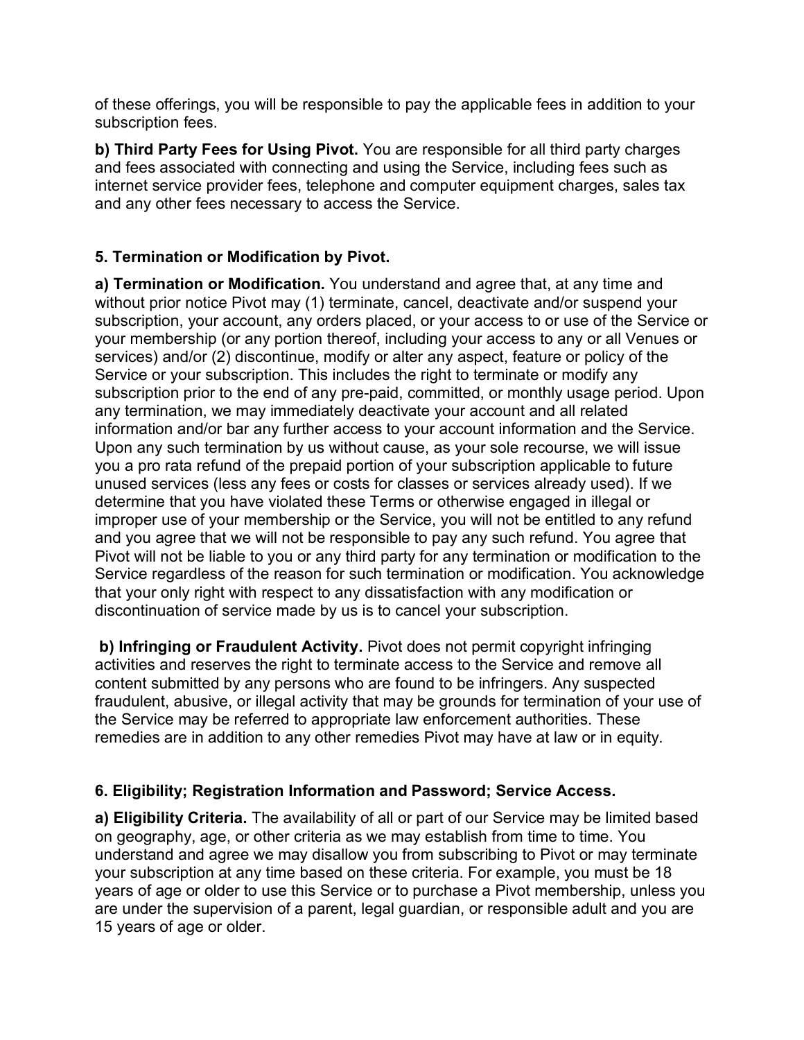of these offerings, you will be responsible to pay the applicable fees in addition to your subscription fees.

**b) Third Party Fees for Using Pivot.** You are responsible for all third party charges and fees associated with connecting and using the Service, including fees such as internet service provider fees, telephone and computer equipment charges, sales tax and any other fees necessary to access the Service.

### 5. Termination or Modification by Pivot.

**a) Termination or Modification.** You understand and agree that, at any time and without prior notice Pivot may (1) terminate, cancel, deactivate and/or suspend your subscription, your account, any orders placed, or your access to or use of the Service or your membership (or any portion thereof, including your access to any or all Venues or services) and/or (2) discontinue, modify or alter any aspect, feature or policy of the Service or your subscription. This includes the right to terminate or modify any subscription prior to the end of any pre-paid, committed, or monthly usage period. Upon any termination, we may immediately deactivate your account and all related information and/or bar any further access to your account information and the Service. Upon any such termination by us without cause, as your sole recourse, we will issue you a pro rata refund of the prepaid portion of your subscription applicable to future unused services (less any fees or costs for classes or services already used). If we determine that you have violated these Terms or otherwise engaged in illegal or improper use of your membership or the Service, you will not be entitled to any refund and you agree that we will not be responsible to pay any such refund. You agree that Pivot will not be liable to you or any third party for any termination or modification to the Service regardless of the reason for such termination or modification. You acknowledge that your only right with respect to any dissatisfaction with any modification or discontinuation of service made by us is to cancel your subscription.

**b) Infringing or Fraudulent Activity.** Pivot does not permit copyright infringing activities and reserves the right to terminate access to the Service and remove all content submitted by any persons who are found to be infringers. Any suspected fraudulent, abusive, or illegal activity that may be grounds for termination of your use of the Service may be referred to appropriate law enforcement authorities. These remedies are in addition to any other remedies Pivot may have at law or in equity.

### 6. Eligibility; Registration Information and Password; Service Access.

**a) Eligibility Criteria.** The availability of all or part of our Service may be limited based on geography, age, or other criteria as we may establish from time to time. You understand and agree we may disallow you from subscribing to Pivot or may terminate your subscription at any time based on these criteria. For example, you must be 18 years of age or older to use this Service or to purchase a Pivot membership, unless you are under the supervision of a parent, legal guardian, or responsible adult and you are 15 years of age or older.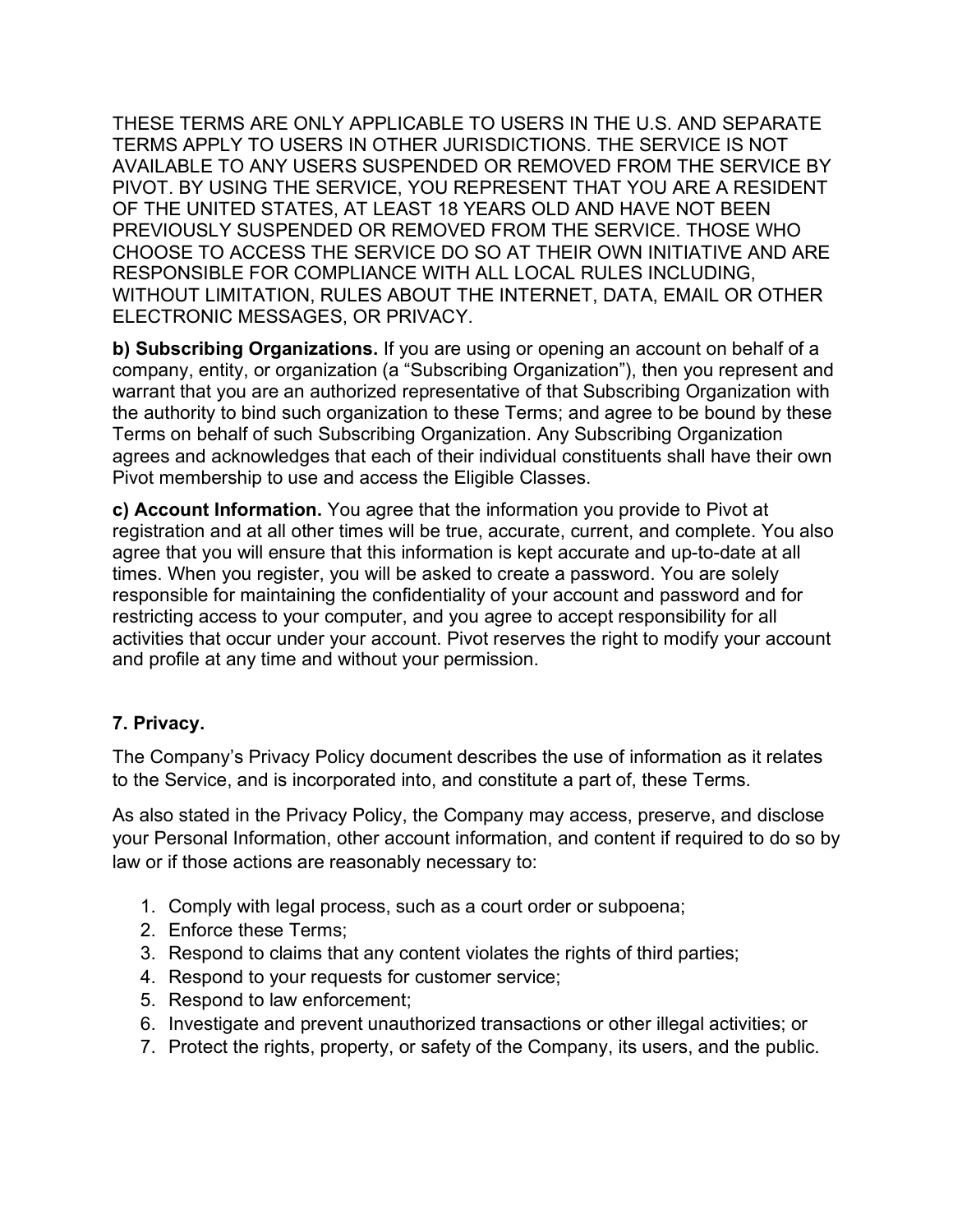THESE TERMS ARE ONLY APPLICABLE TO USERS IN THE U.S. AND SEPARATE TERMS APPLY TO USERS IN OTHER JURISDICTIONS. THE SERVICE IS NOT AVAILABLE TO ANY USERS SUSPENDED OR REMOVED FROM THE SERVICE BY PIVOT. BY USING THE SERVICE, YOU REPRESENT THAT YOU ARE A RESIDENT OF THE UNITED STATES, AT LEAST 18 YEARS OLD AND HAVE NOT BEEN PREVIOUSLY SUSPENDED OR REMOVED FROM THE SERVICE. THOSE WHO CHOOSE TO ACCESS THE SERVICE DO SO AT THEIR OWN INITIATIVE AND ARE RESPONSIBLE FOR COMPLIANCE WITH ALL LOCAL RULES INCLUDING, WITHOUT LIMITATION, RULES ABOUT THE INTERNET, DATA, EMAIL OR OTHER ELECTRONIC MESSAGES, OR PRIVACY.

**b) Subscribing Organizations.** If you are using or opening an account on behalf of a company, entity, or organization (a "Subscribing Organization"), then you represent and warrant that you are an authorized representative of that Subscribing Organization with the authority to bind such organization to these Terms; and agree to be bound by these Terms on behalf of such Subscribing Organization. Any Subscribing Organization agrees and acknowledges that each of their individual constituents shall have their own Pivot membership to use and access the Eligible Classes.

**c) Account Information.** You agree that the information you provide to Pivot at registration and at all other times will be true, accurate, current, and complete. You also agree that you will ensure that this information is kept accurate and up-to-date at all times. When you register, you will be asked to create a password. You are solely responsible for maintaining the confidentiality of your account and password and for restricting access to your computer, and you agree to accept responsibility for all activities that occur under your account. Pivot reserves the right to modify your account and profile at any time and without your permission.

## 7. Privacy.

The Company's Privacy Policy document describes the use of information as it relates to the Service, and is incorporated into, and constitute a part of, these Terms.

As also stated in the Privacy Policy, the Company may access, preserve, and disclose your Personal Information, other account information, and content if required to do so by law or if those actions are reasonably necessary to:

1. Comply with legal process, such as a court order or subpoena;
2. Enforce these Terms;
3. Respond to claims that any content violates the rights of third parties;
4. Respond to your requests for customer service;
5. Respond to law enforcement;
6. Investigate and prevent unauthorized transactions or other illegal activities; or
7. Protect the rights, property, or safety of the Company, its users, and the public.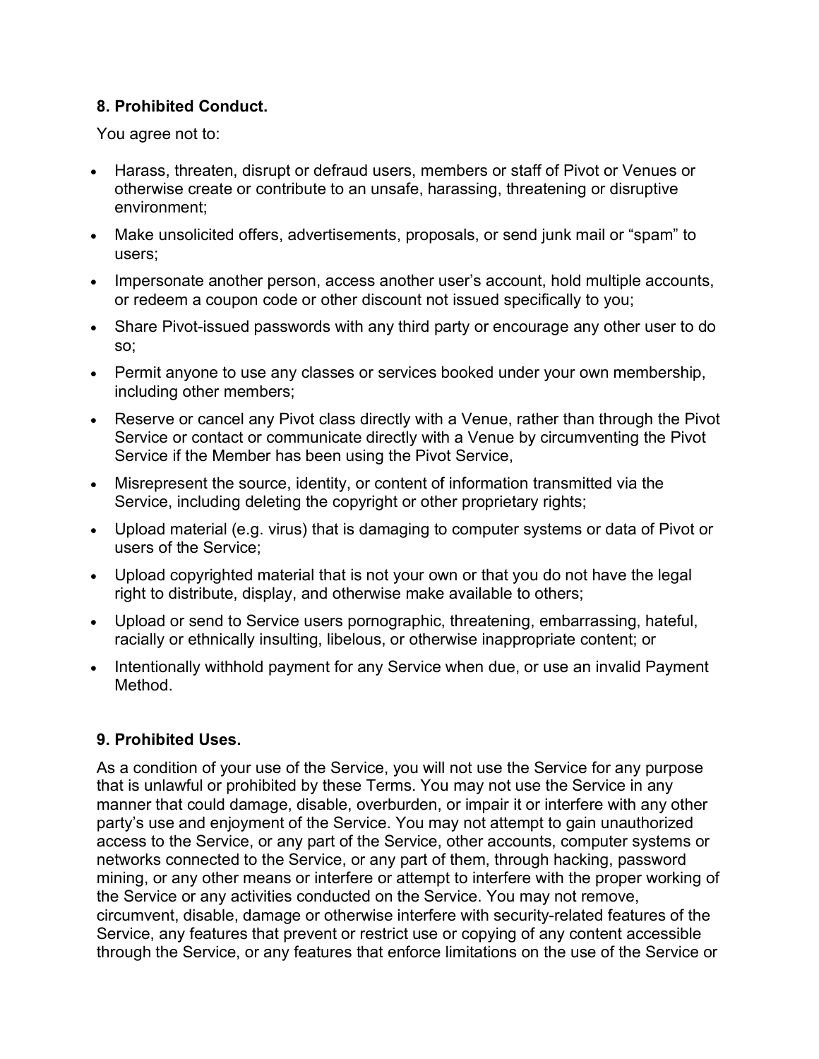### 8. Prohibited Conduct.

You agree not to:

- Harass, threaten, disrupt or defraud users, members or staff of Pivot or Venues or otherwise create or contribute to an unsafe, harassing, threatening or disruptive environment;
- Make unsolicited offers, advertisements, proposals, or send junk mail or "spam" to users;
- Impersonate another person, access another user's account, hold multiple accounts, or redeem a coupon code or other discount not issued specifically to you;
- Share Pivot-issued passwords with any third party or encourage any other user to do so;
- Permit anyone to use any classes or services booked under your own membership, including other members;
- Reserve or cancel any Pivot class directly with a Venue, rather than through the Pivot Service or contact or communicate directly with a Venue by circumventing the Pivot Service if the Member has been using the Pivot Service,
- Misrepresent the source, identity, or content of information transmitted via the Service, including deleting the copyright or other proprietary rights;
- Upload material (e.g. virus) that is damaging to computer systems or data of Pivot or users of the Service;
- Upload copyrighted material that is not your own or that you do not have the legal right to distribute, display, and otherwise make available to others;
- Upload or send to Service users pornographic, threatening, embarrassing, hateful, racially or ethnically insulting, libelous, or otherwise inappropriate content; or
- Intentionally withhold payment for any Service when due, or use an invalid Payment Method.

### 9. Prohibited Uses.

As a condition of your use of the Service, you will not use the Service for any purpose that is unlawful or prohibited by these Terms. You may not use the Service in any manner that could damage, disable, overburden, or impair it or interfere with any other party's use and enjoyment of the Service. You may not attempt to gain unauthorized access to the Service, or any part of the Service, other accounts, computer systems or networks connected to the Service, or any part of them, through hacking, password mining, or any other means or interfere or attempt to interfere with the proper working of the Service or any activities conducted on the Service. You may not remove, circumvent, disable, damage or otherwise interfere with security-related features of the Service, any features that prevent or restrict use or copying of any content accessible through the Service, or any features that enforce limitations on the use of the Service or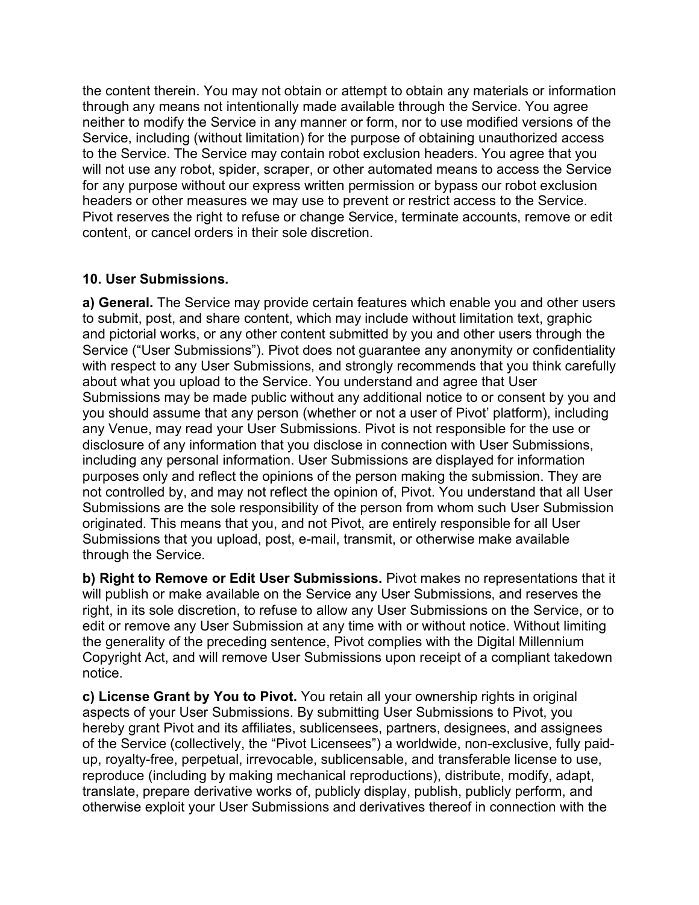the content therein. You may not obtain or attempt to obtain any materials or information through any means not intentionally made available through the Service. You agree neither to modify the Service in any manner or form, nor to use modified versions of the Service, including (without limitation) for the purpose of obtaining unauthorized access to the Service. The Service may contain robot exclusion headers. You agree that you will not use any robot, spider, scraper, or other automated means to access the Service for any purpose without our express written permission or bypass our robot exclusion headers or other measures we may use to prevent or restrict access to the Service. Pivot reserves the right to refuse or change Service, terminate accounts, remove or edit content, or cancel orders in their sole discretion.

### 10. User Submissions.

**a) General.** The Service may provide certain features which enable you and other users to submit, post, and share content, which may include without limitation text, graphic and pictorial works, or any other content submitted by you and other users through the Service ("User Submissions"). Pivot does not guarantee any anonymity or confidentiality with respect to any User Submissions, and strongly recommends that you think carefully about what you upload to the Service. You understand and agree that User Submissions may be made public without any additional notice to or consent by you and you should assume that any person (whether or not a user of Pivot' platform), including any Venue, may read your User Submissions. Pivot is not responsible for the use or disclosure of any information that you disclose in connection with User Submissions, including any personal information. User Submissions are displayed for information purposes only and reflect the opinions of the person making the submission. They are not controlled by, and may not reflect the opinion of, Pivot. You understand that all User Submissions are the sole responsibility of the person from whom such User Submission originated. This means that you, and not Pivot, are entirely responsible for all User Submissions that you upload, post, e-mail, transmit, or otherwise make available through the Service.

**b) Right to Remove or Edit User Submissions.** Pivot makes no representations that it will publish or make available on the Service any User Submissions, and reserves the right, in its sole discretion, to refuse to allow any User Submissions on the Service, or to edit or remove any User Submission at any time with or without notice. Without limiting the generality of the preceding sentence, Pivot complies with the Digital Millennium Copyright Act, and will remove User Submissions upon receipt of a compliant takedown notice.

**c) License Grant by You to Pivot.** You retain all your ownership rights in original aspects of your User Submissions. By submitting User Submissions to Pivot, you hereby grant Pivot and its affiliates, sublicensees, partners, designees, and assignees of the Service (collectively, the "Pivot Licensees") a worldwide, non-exclusive, fully paid-up, royalty-free, perpetual, irrevocable, sublicensable, and transferable license to use, reproduce (including by making mechanical reproductions), distribute, modify, adapt, translate, prepare derivative works of, publicly display, publish, publicly perform, and otherwise exploit your User Submissions and derivatives thereof in connection with the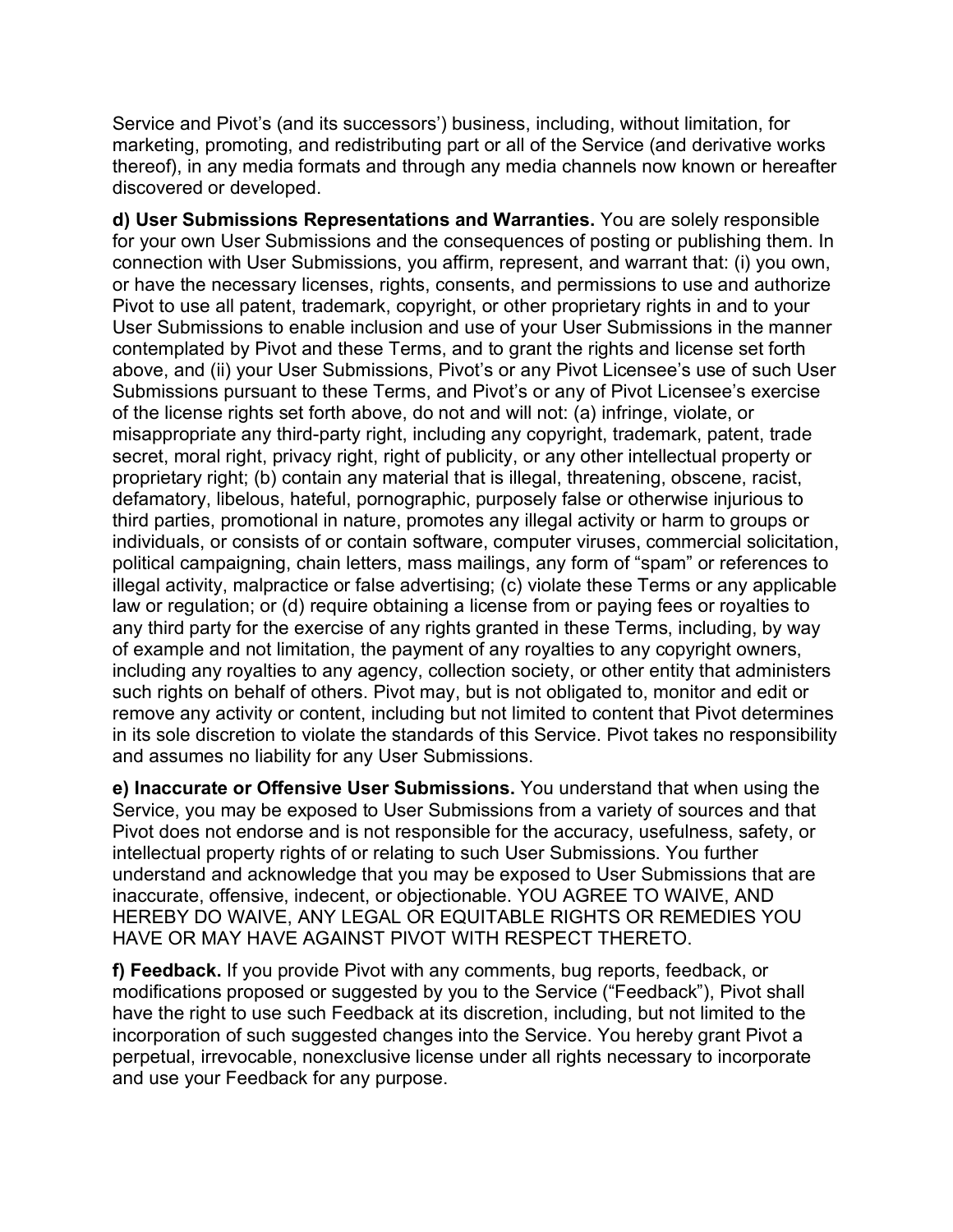Service and Pivot's (and its successors') business, including, without limitation, for marketing, promoting, and redistributing part or all of the Service (and derivative works thereof), in any media formats and through any media channels now known or hereafter discovered or developed.

**d) User Submissions Representations and Warranties.** You are solely responsible for your own User Submissions and the consequences of posting or publishing them. In connection with User Submissions, you affirm, represent, and warrant that: (i) you own, or have the necessary licenses, rights, consents, and permissions to use and authorize Pivot to use all patent, trademark, copyright, or other proprietary rights in and to your User Submissions to enable inclusion and use of your User Submissions in the manner contemplated by Pivot and these Terms, and to grant the rights and license set forth above, and (ii) your User Submissions, Pivot's or any Pivot Licensee's use of such User Submissions pursuant to these Terms, and Pivot's or any of Pivot Licensee's exercise of the license rights set forth above, do not and will not: (a) infringe, violate, or misappropriate any third-party right, including any copyright, trademark, patent, trade secret, moral right, privacy right, right of publicity, or any other intellectual property or proprietary right; (b) contain any material that is illegal, threatening, obscene, racist, defamatory, libelous, hateful, pornographic, purposely false or otherwise injurious to third parties, promotional in nature, promotes any illegal activity or harm to groups or individuals, or consists of or contain software, computer viruses, commercial solicitation, political campaigning, chain letters, mass mailings, any form of "spam" or references to illegal activity, malpractice or false advertising; (c) violate these Terms or any applicable law or regulation; or (d) require obtaining a license from or paying fees or royalties to any third party for the exercise of any rights granted in these Terms, including, by way of example and not limitation, the payment of any royalties to any copyright owners, including any royalties to any agency, collection society, or other entity that administers such rights on behalf of others. Pivot may, but is not obligated to, monitor and edit or remove any activity or content, including but not limited to content that Pivot determines in its sole discretion to violate the standards of this Service. Pivot takes no responsibility and assumes no liability for any User Submissions.

**e) Inaccurate or Offensive User Submissions.** You understand that when using the Service, you may be exposed to User Submissions from a variety of sources and that Pivot does not endorse and is not responsible for the accuracy, usefulness, safety, or intellectual property rights of or relating to such User Submissions. You further understand and acknowledge that you may be exposed to User Submissions that are inaccurate, offensive, indecent, or objectionable. YOU AGREE TO WAIVE, AND HEREBY DO WAIVE, ANY LEGAL OR EQUITABLE RIGHTS OR REMEDIES YOU HAVE OR MAY HAVE AGAINST PIVOT WITH RESPECT THERETO.

**f) Feedback.** If you provide Pivot with any comments, bug reports, feedback, or modifications proposed or suggested by you to the Service ("Feedback"), Pivot shall have the right to use such Feedback at its discretion, including, but not limited to the incorporation of such suggested changes into the Service. You hereby grant Pivot a perpetual, irrevocable, nonexclusive license under all rights necessary to incorporate and use your Feedback for any purpose.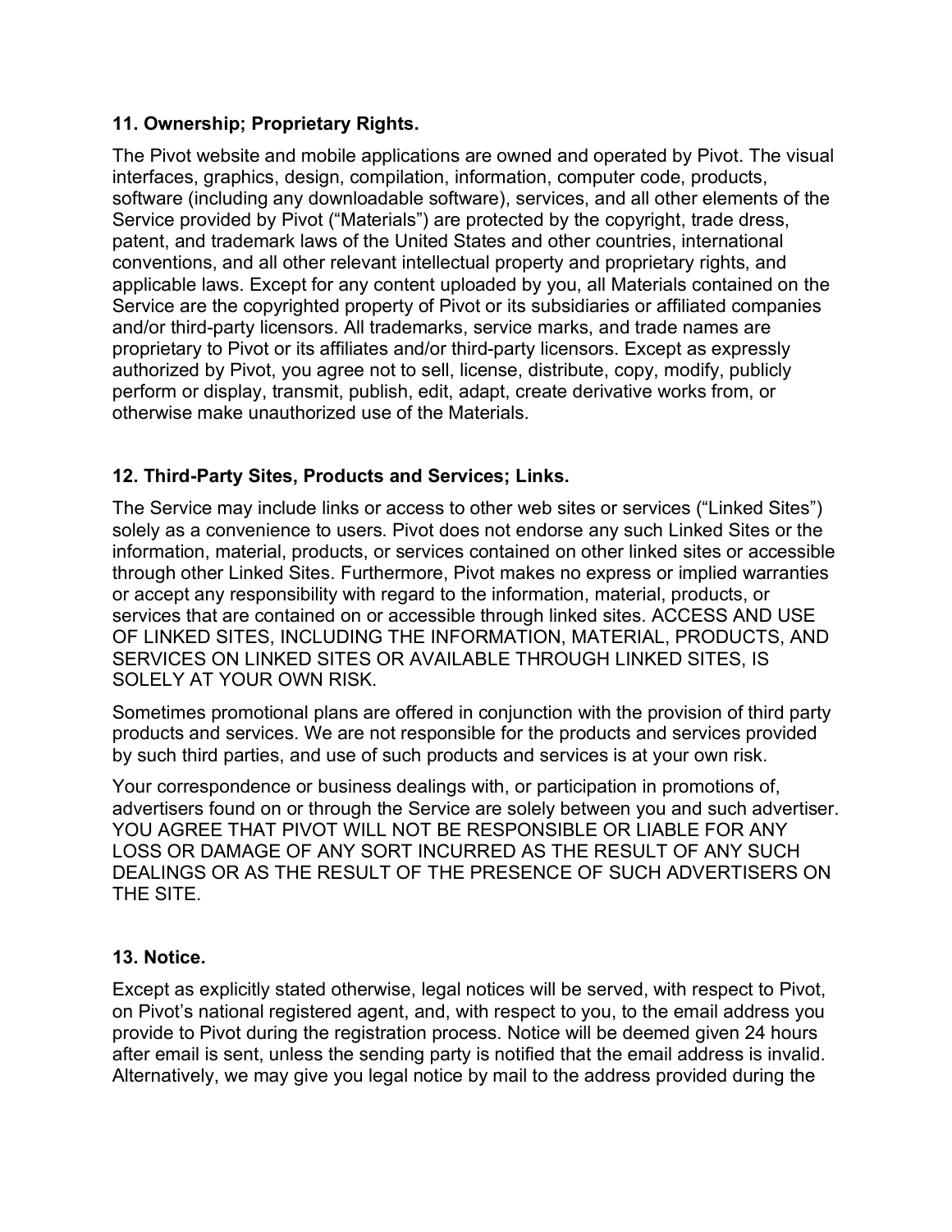### 11. Ownership; Proprietary Rights.

The Pivot website and mobile applications are owned and operated by Pivot. The visual interfaces, graphics, design, compilation, information, computer code, products, software (including any downloadable software), services, and all other elements of the Service provided by Pivot ("Materials") are protected by the copyright, trade dress, patent, and trademark laws of the United States and other countries, international conventions, and all other relevant intellectual property and proprietary rights, and applicable laws. Except for any content uploaded by you, all Materials contained on the Service are the copyrighted property of Pivot or its subsidiaries or affiliated companies and/or third-party licensors. All trademarks, service marks, and trade names are proprietary to Pivot or its affiliates and/or third-party licensors. Except as expressly authorized by Pivot, you agree not to sell, license, distribute, copy, modify, publicly perform or display, transmit, publish, edit, adapt, create derivative works from, or otherwise make unauthorized use of the Materials.

### 12. Third-Party Sites, Products and Services; Links.

The Service may include links or access to other web sites or services ("Linked Sites") solely as a convenience to users. Pivot does not endorse any such Linked Sites or the information, material, products, or services contained on other linked sites or accessible through other Linked Sites. Furthermore, Pivot makes no express or implied warranties or accept any responsibility with regard to the information, material, products, or services that are contained on or accessible through linked sites. ACCESS AND USE OF LINKED SITES, INCLUDING THE INFORMATION, MATERIAL, PRODUCTS, AND SERVICES ON LINKED SITES OR AVAILABLE THROUGH LINKED SITES, IS SOLELY AT YOUR OWN RISK.

Sometimes promotional plans are offered in conjunction with the provision of third party products and services. We are not responsible for the products and services provided by such third parties, and use of such products and services is at your own risk.

Your correspondence or business dealings with, or participation in promotions of, advertisers found on or through the Service are solely between you and such advertiser. YOU AGREE THAT PIVOT WILL NOT BE RESPONSIBLE OR LIABLE FOR ANY LOSS OR DAMAGE OF ANY SORT INCURRED AS THE RESULT OF ANY SUCH DEALINGS OR AS THE RESULT OF THE PRESENCE OF SUCH ADVERTISERS ON THE SITE.

### 13. Notice.

Except as explicitly stated otherwise, legal notices will be served, with respect to Pivot, on Pivot's national registered agent, and, with respect to you, to the email address you provide to Pivot during the registration process. Notice will be deemed given 24 hours after email is sent, unless the sending party is notified that the email address is invalid. Alternatively, we may give you legal notice by mail to the address provided during the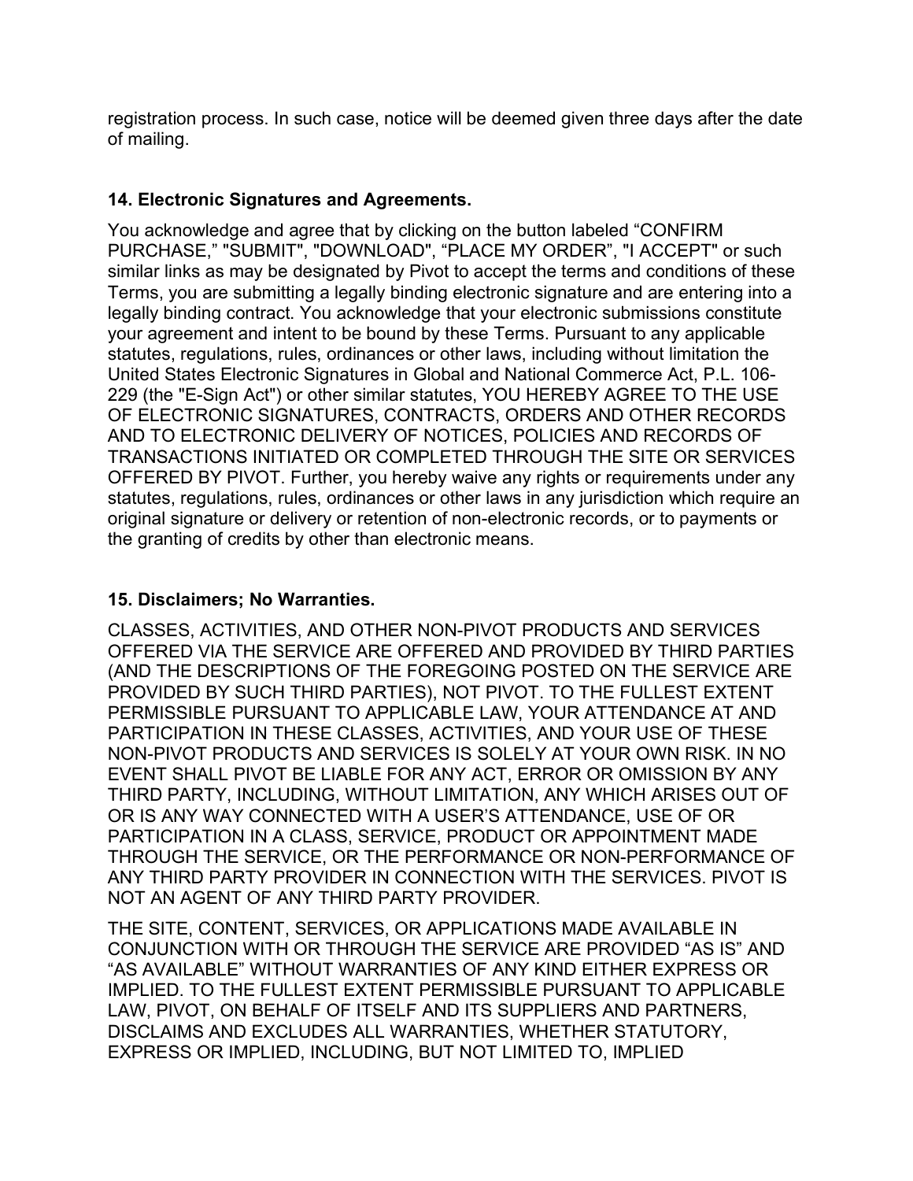registration process. In such case, notice will be deemed given three days after the date of mailing.

### 14. Electronic Signatures and Agreements.

You acknowledge and agree that by clicking on the button labeled “CONFIRM PURCHASE,” "SUBMIT", "DOWNLOAD", “PLACE MY ORDER”, "I ACCEPT" or such similar links as may be designated by Pivot to accept the terms and conditions of these Terms, you are submitting a legally binding electronic signature and are entering into a legally binding contract. You acknowledge that your electronic submissions constitute your agreement and intent to be bound by these Terms. Pursuant to any applicable statutes, regulations, rules, ordinances or other laws, including without limitation the United States Electronic Signatures in Global and National Commerce Act, P.L. 106-229 (the "E-Sign Act") or other similar statutes, YOU HEREBY AGREE TO THE USE OF ELECTRONIC SIGNATURES, CONTRACTS, ORDERS AND OTHER RECORDS AND TO ELECTRONIC DELIVERY OF NOTICES, POLICIES AND RECORDS OF TRANSACTIONS INITIATED OR COMPLETED THROUGH THE SITE OR SERVICES OFFERED BY PIVOT. Further, you hereby waive any rights or requirements under any statutes, regulations, rules, ordinances or other laws in any jurisdiction which require an original signature or delivery or retention of non-electronic records, or to payments or the granting of credits by other than electronic means.

### 15. Disclaimers; No Warranties.

CLASSES, ACTIVITIES, AND OTHER NON-PIVOT PRODUCTS AND SERVICES OFFERED VIA THE SERVICE ARE OFFERED AND PROVIDED BY THIRD PARTIES (AND THE DESCRIPTIONS OF THE FOREGOING POSTED ON THE SERVICE ARE PROVIDED BY SUCH THIRD PARTIES), NOT PIVOT. TO THE FULLEST EXTENT PERMISSIBLE PURSUANT TO APPLICABLE LAW, YOUR ATTENDANCE AT AND PARTICIPATION IN THESE CLASSES, ACTIVITIES, AND YOUR USE OF THESE NON-PIVOT PRODUCTS AND SERVICES IS SOLELY AT YOUR OWN RISK. IN NO EVENT SHALL PIVOT BE LIABLE FOR ANY ACT, ERROR OR OMISSION BY ANY THIRD PARTY, INCLUDING, WITHOUT LIMITATION, ANY WHICH ARISES OUT OF OR IS ANY WAY CONNECTED WITH A USER’S ATTENDANCE, USE OF OR PARTICIPATION IN A CLASS, SERVICE, PRODUCT OR APPOINTMENT MADE THROUGH THE SERVICE, OR THE PERFORMANCE OR NON-PERFORMANCE OF ANY THIRD PARTY PROVIDER IN CONNECTION WITH THE SERVICES. PIVOT IS NOT AN AGENT OF ANY THIRD PARTY PROVIDER.

THE SITE, CONTENT, SERVICES, OR APPLICATIONS MADE AVAILABLE IN CONJUNCTION WITH OR THROUGH THE SERVICE ARE PROVIDED “AS IS” AND “AS AVAILABLE” WITHOUT WARRANTIES OF ANY KIND EITHER EXPRESS OR IMPLIED. TO THE FULLEST EXTENT PERMISSIBLE PURSUANT TO APPLICABLE LAW, PIVOT, ON BEHALF OF ITSELF AND ITS SUPPLIERS AND PARTNERS, DISCLAIMS AND EXCLUDES ALL WARRANTIES, WHETHER STATUTORY, EXPRESS OR IMPLIED, INCLUDING, BUT NOT LIMITED TO, IMPLIED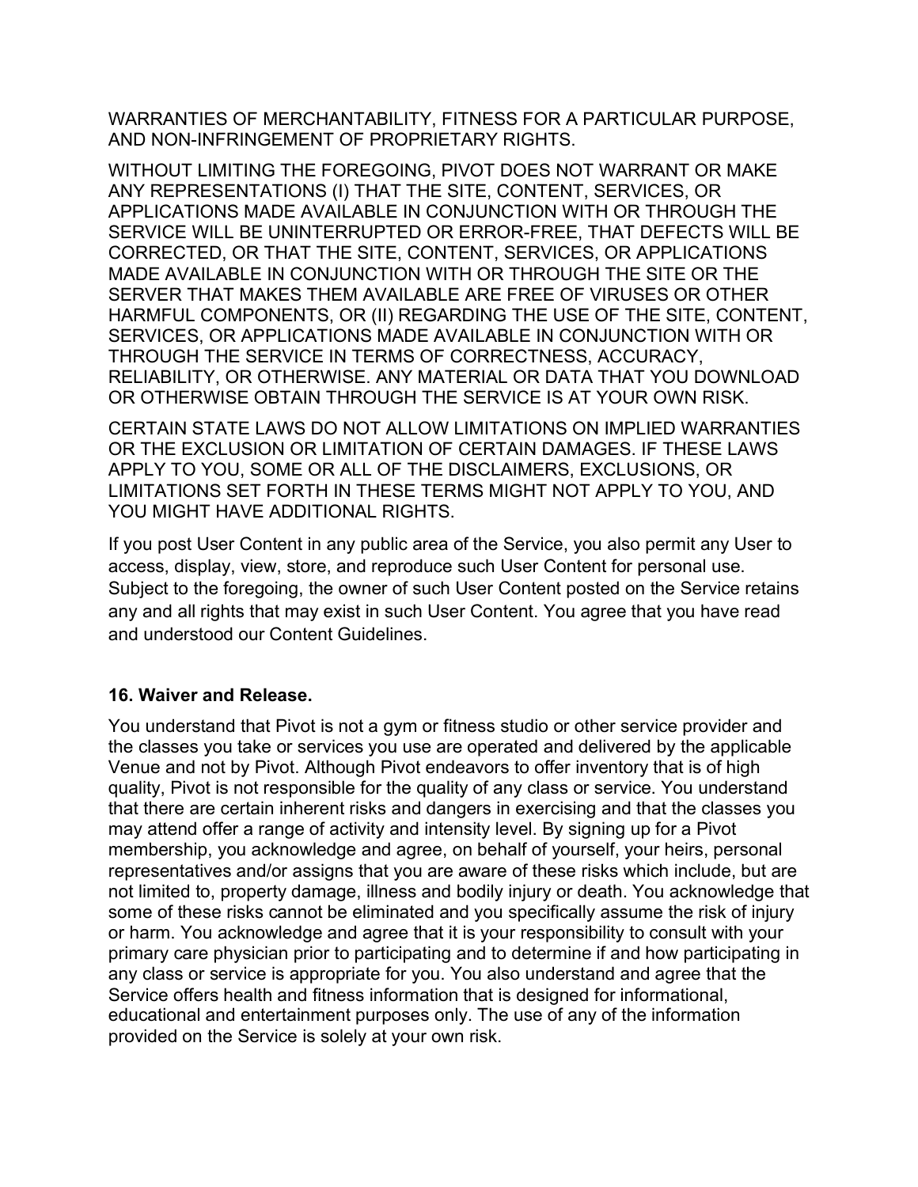WARRANTIES OF MERCHANTABILITY, FITNESS FOR A PARTICULAR PURPOSE, AND NON-INFRINGEMENT OF PROPRIETARY RIGHTS.

WITHOUT LIMITING THE FOREGOING, PIVOT DOES NOT WARRANT OR MAKE ANY REPRESENTATIONS (I) THAT THE SITE, CONTENT, SERVICES, OR APPLICATIONS MADE AVAILABLE IN CONJUNCTION WITH OR THROUGH THE SERVICE WILL BE UNINTERRUPTED OR ERROR-FREE, THAT DEFECTS WILL BE CORRECTED, OR THAT THE SITE, CONTENT, SERVICES, OR APPLICATIONS MADE AVAILABLE IN CONJUNCTION WITH OR THROUGH THE SITE OR THE SERVER THAT MAKES THEM AVAILABLE ARE FREE OF VIRUSES OR OTHER HARMFUL COMPONENTS, OR (II) REGARDING THE USE OF THE SITE, CONTENT, SERVICES, OR APPLICATIONS MADE AVAILABLE IN CONJUNCTION WITH OR THROUGH THE SERVICE IN TERMS OF CORRECTNESS, ACCURACY, RELIABILITY, OR OTHERWISE. ANY MATERIAL OR DATA THAT YOU DOWNLOAD OR OTHERWISE OBTAIN THROUGH THE SERVICE IS AT YOUR OWN RISK.

CERTAIN STATE LAWS DO NOT ALLOW LIMITATIONS ON IMPLIED WARRANTIES OR THE EXCLUSION OR LIMITATION OF CERTAIN DAMAGES. IF THESE LAWS APPLY TO YOU, SOME OR ALL OF THE DISCLAIMERS, EXCLUSIONS, OR LIMITATIONS SET FORTH IN THESE TERMS MIGHT NOT APPLY TO YOU, AND YOU MIGHT HAVE ADDITIONAL RIGHTS.

If you post User Content in any public area of the Service, you also permit any User to access, display, view, store, and reproduce such User Content for personal use. Subject to the foregoing, the owner of such User Content posted on the Service retains any and all rights that may exist in such User Content. You agree that you have read and understood our Content Guidelines.

**16. Waiver and Release.**

You understand that Pivot is not a gym or fitness studio or other service provider and the classes you take or services you use are operated and delivered by the applicable Venue and not by Pivot. Although Pivot endeavors to offer inventory that is of high quality, Pivot is not responsible for the quality of any class or service. You understand that there are certain inherent risks and dangers in exercising and that the classes you may attend offer a range of activity and intensity level. By signing up for a Pivot membership, you acknowledge and agree, on behalf of yourself, your heirs, personal representatives and/or assigns that you are aware of these risks which include, but are not limited to, property damage, illness and bodily injury or death. You acknowledge that some of these risks cannot be eliminated and you specifically assume the risk of injury or harm. You acknowledge and agree that it is your responsibility to consult with your primary care physician prior to participating and to determine if and how participating in any class or service is appropriate for you. You also understand and agree that the Service offers health and fitness information that is designed for informational, educational and entertainment purposes only. The use of any of the information provided on the Service is solely at your own risk.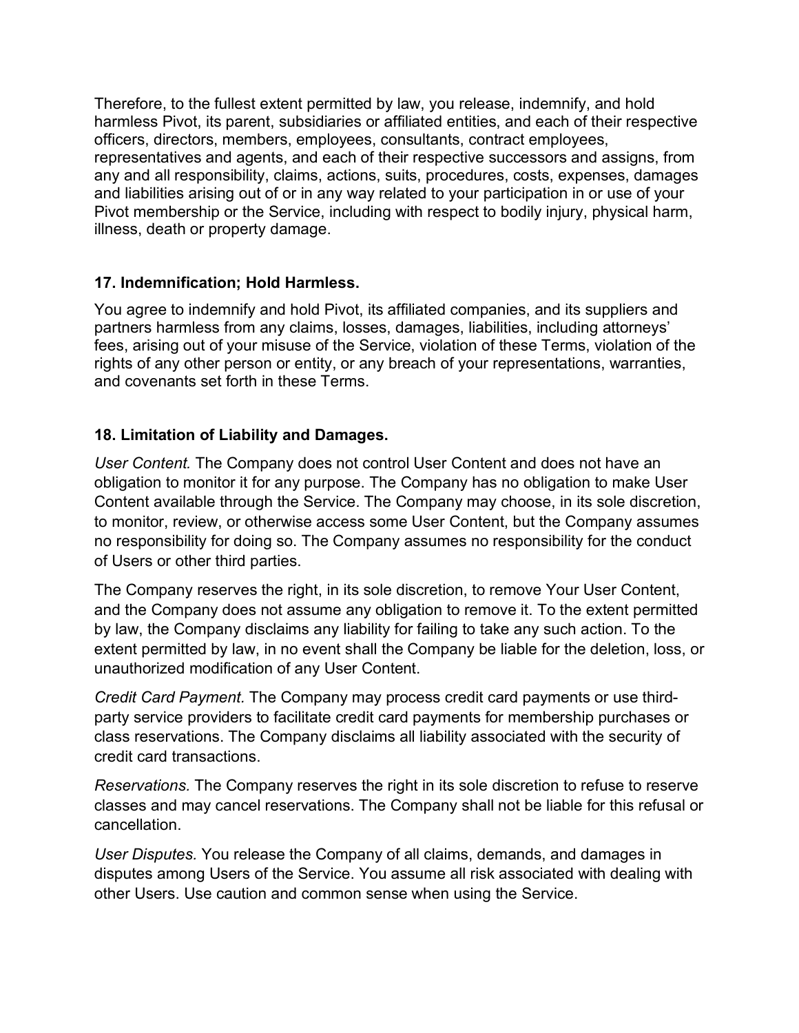Therefore, to the fullest extent permitted by law, you release, indemnify, and hold harmless Pivot, its parent, subsidiaries or affiliated entities, and each of their respective officers, directors, members, employees, consultants, contract employees, representatives and agents, and each of their respective successors and assigns, from any and all responsibility, claims, actions, suits, procedures, costs, expenses, damages and liabilities arising out of or in any way related to your participation in or use of your Pivot membership or the Service, including with respect to bodily injury, physical harm, illness, death or property damage.

### 17. Indemnification; Hold Harmless.

You agree to indemnify and hold Pivot, its affiliated companies, and its suppliers and partners harmless from any claims, losses, damages, liabilities, including attorneys' fees, arising out of your misuse of the Service, violation of these Terms, violation of the rights of any other person or entity, or any breach of your representations, warranties, and covenants set forth in these Terms.

### 18. Limitation of Liability and Damages.

*User Content.* The Company does not control User Content and does not have an obligation to monitor it for any purpose. The Company has no obligation to make User Content available through the Service. The Company may choose, in its sole discretion, to monitor, review, or otherwise access some User Content, but the Company assumes no responsibility for doing so. The Company assumes no responsibility for the conduct of Users or other third parties.

The Company reserves the right, in its sole discretion, to remove Your User Content, and the Company does not assume any obligation to remove it. To the extent permitted by law, the Company disclaims any liability for failing to take any such action. To the extent permitted by law, in no event shall the Company be liable for the deletion, loss, or unauthorized modification of any User Content.

*Credit Card Payment.* The Company may process credit card payments or use third-party service providers to facilitate credit card payments for membership purchases or class reservations. The Company disclaims all liability associated with the security of credit card transactions.

*Reservations.* The Company reserves the right in its sole discretion to refuse to reserve classes and may cancel reservations. The Company shall not be liable for this refusal or cancellation.

*User Disputes.* You release the Company of all claims, demands, and damages in disputes among Users of the Service. You assume all risk associated with dealing with other Users. Use caution and common sense when using the Service.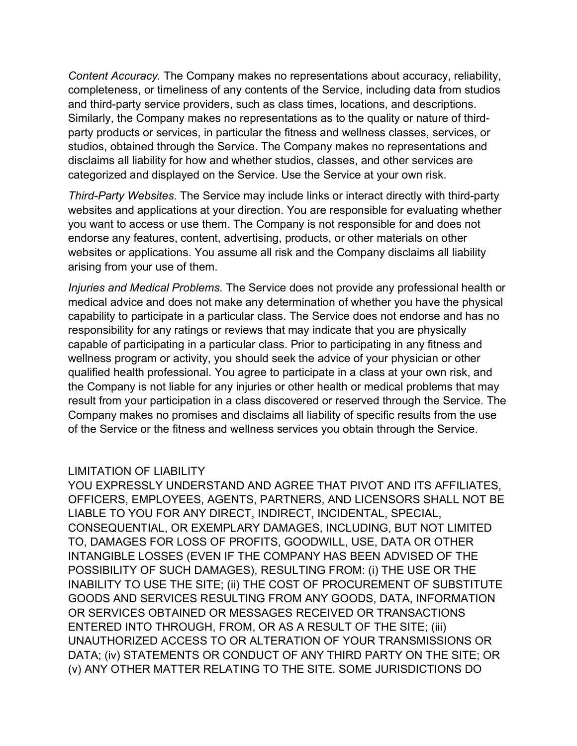*Content Accuracy.* The Company makes no representations about accuracy, reliability, completeness, or timeliness of any contents of the Service, including data from studios and third-party service providers, such as class times, locations, and descriptions. Similarly, the Company makes no representations as to the quality or nature of third-party products or services, in particular the fitness and wellness classes, services, or studios, obtained through the Service. The Company makes no representations and disclaims all liability for how and whether studios, classes, and other services are categorized and displayed on the Service. Use the Service at your own risk.

*Third-Party Websites.* The Service may include links or interact directly with third-party websites and applications at your direction. You are responsible for evaluating whether you want to access or use them. The Company is not responsible for and does not endorse any features, content, advertising, products, or other materials on other websites or applications. You assume all risk and the Company disclaims all liability arising from your use of them.

*Injuries and Medical Problems.* The Service does not provide any professional health or medical advice and does not make any determination of whether you have the physical capability to participate in a particular class. The Service does not endorse and has no responsibility for any ratings or reviews that may indicate that you are physically capable of participating in a particular class. Prior to participating in any fitness and wellness program or activity, you should seek the advice of your physician or other qualified health professional. You agree to participate in a class at your own risk, and the Company is not liable for any injuries or other health or medical problems that may result from your participation in a class discovered or reserved through the Service. The Company makes no promises and disclaims all liability of specific results from the use of the Service or the fitness and wellness services you obtain through the Service.

LIMITATION OF LIABILITY

YOU EXPRESSLY UNDERSTAND AND AGREE THAT PIVOT AND ITS AFFILIATES, OFFICERS, EMPLOYEES, AGENTS, PARTNERS, AND LICENSORS SHALL NOT BE LIABLE TO YOU FOR ANY DIRECT, INDIRECT, INCIDENTAL, SPECIAL, CONSEQUENTIAL, OR EXEMPLARY DAMAGES, INCLUDING, BUT NOT LIMITED TO, DAMAGES FOR LOSS OF PROFITS, GOODWILL, USE, DATA OR OTHER INTANGIBLE LOSSES (EVEN IF THE COMPANY HAS BEEN ADVISED OF THE POSSIBILITY OF SUCH DAMAGES), RESULTING FROM: (i) THE USE OR THE INABILITY TO USE THE SITE; (ii) THE COST OF PROCUREMENT OF SUBSTITUTE GOODS AND SERVICES RESULTING FROM ANY GOODS, DATA, INFORMATION OR SERVICES OBTAINED OR MESSAGES RECEIVED OR TRANSACTIONS ENTERED INTO THROUGH, FROM, OR AS A RESULT OF THE SITE; (iii) UNAUTHORIZED ACCESS TO OR ALTERATION OF YOUR TRANSMISSIONS OR DATA; (iv) STATEMENTS OR CONDUCT OF ANY THIRD PARTY ON THE SITE; OR (v) ANY OTHER MATTER RELATING TO THE SITE. SOME JURISDICTIONS DO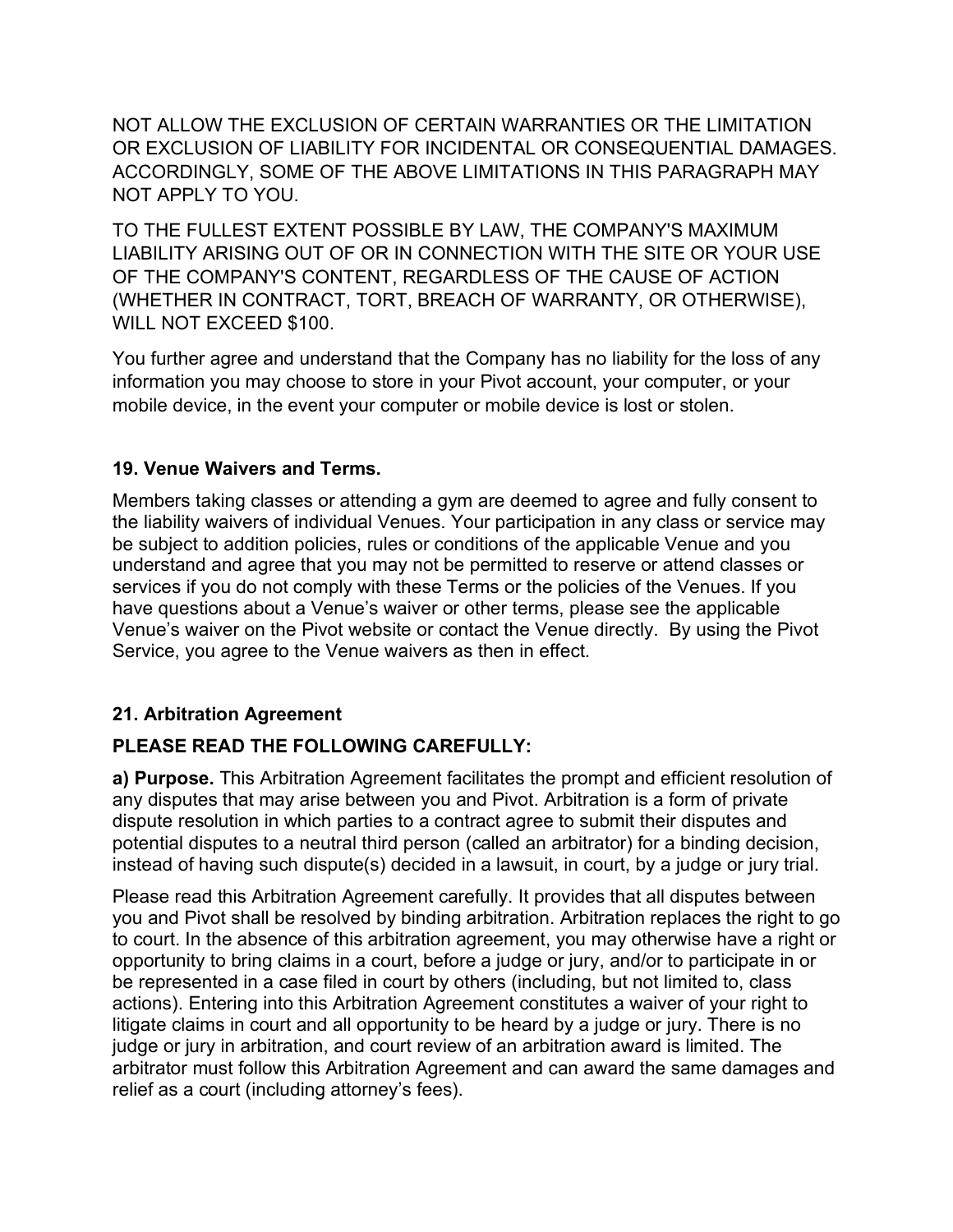NOT ALLOW THE EXCLUSION OF CERTAIN WARRANTIES OR THE LIMITATION OR EXCLUSION OF LIABILITY FOR INCIDENTAL OR CONSEQUENTIAL DAMAGES. ACCORDINGLY, SOME OF THE ABOVE LIMITATIONS IN THIS PARAGRAPH MAY NOT APPLY TO YOU.

TO THE FULLEST EXTENT POSSIBLE BY LAW, THE COMPANY'S MAXIMUM LIABILITY ARISING OUT OF OR IN CONNECTION WITH THE SITE OR YOUR USE OF THE COMPANY'S CONTENT, REGARDLESS OF THE CAUSE OF ACTION (WHETHER IN CONTRACT, TORT, BREACH OF WARRANTY, OR OTHERWISE), WILL NOT EXCEED $100.

You further agree and understand that the Company has no liability for the loss of any information you may choose to store in your Pivot account, your computer, or your mobile device, in the event your computer or mobile device is lost or stolen.

### 19. Venue Waivers and Terms.

Members taking classes or attending a gym are deemed to agree and fully consent to the liability waivers of individual Venues. Your participation in any class or service may be subject to addition policies, rules or conditions of the applicable Venue and you understand and agree that you may not be permitted to reserve or attend classes or services if you do not comply with these Terms or the policies of the Venues. If you have questions about a Venue's waiver or other terms, please see the applicable Venue's waiver on the Pivot website or contact the Venue directly. By using the Pivot Service, you agree to the Venue waivers as then in effect.

### 21. Arbitration Agreement

**PLEASE READ THE FOLLOWING CAREFULLY:**

**a) Purpose.** This Arbitration Agreement facilitates the prompt and efficient resolution of any disputes that may arise between you and Pivot. Arbitration is a form of private dispute resolution in which parties to a contract agree to submit their disputes and potential disputes to a neutral third person (called an arbitrator) for a binding decision, instead of having such dispute(s) decided in a lawsuit, in court, by a judge or jury trial.

Please read this Arbitration Agreement carefully. It provides that all disputes between you and Pivot shall be resolved by binding arbitration. Arbitration replaces the right to go to court. In the absence of this arbitration agreement, you may otherwise have a right or opportunity to bring claims in a court, before a judge or jury, and/or to participate in or be represented in a case filed in court by others (including, but not limited to, class actions). Entering into this Arbitration Agreement constitutes a waiver of your right to litigate claims in court and all opportunity to be heard by a judge or jury. There is no judge or jury in arbitration, and court review of an arbitration award is limited. The arbitrator must follow this Arbitration Agreement and can award the same damages and relief as a court (including attorney's fees).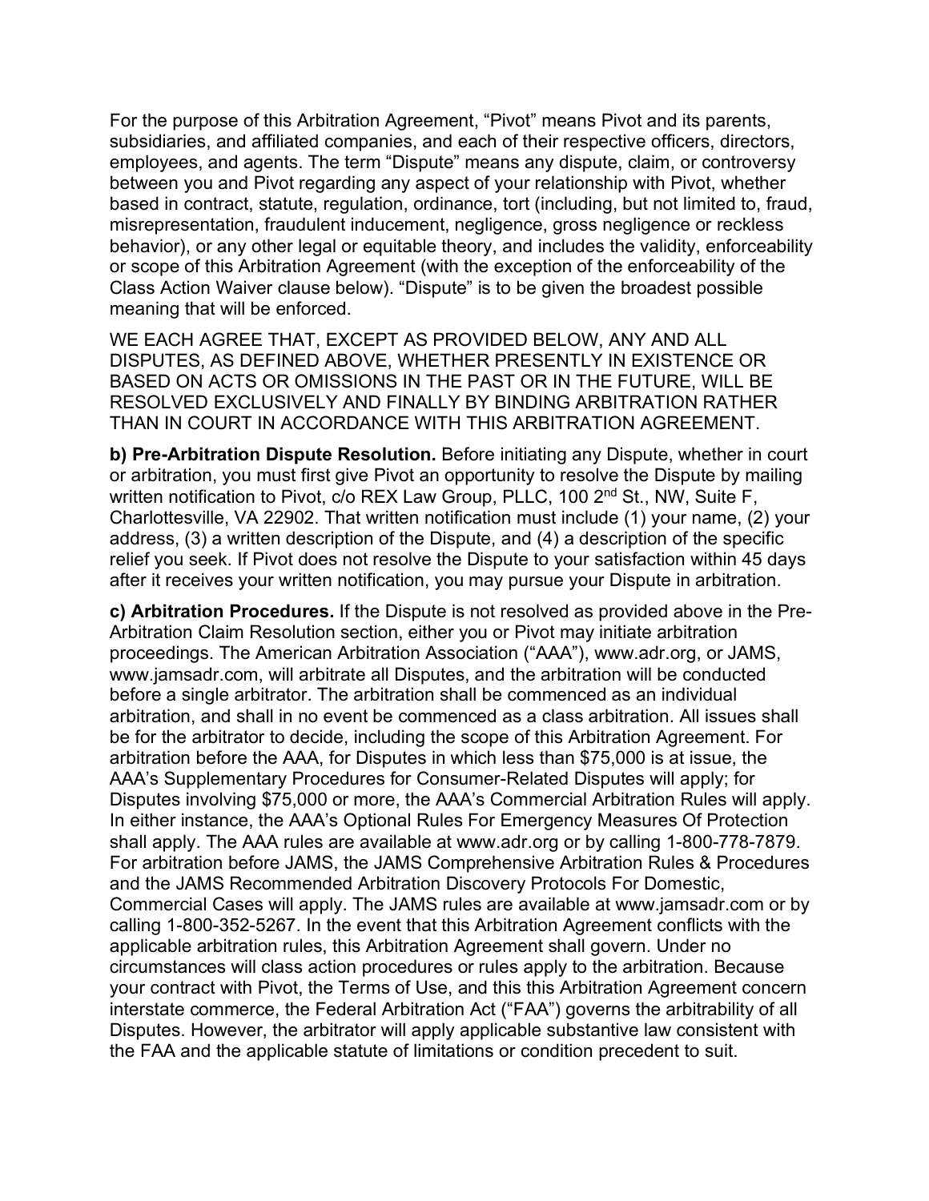For the purpose of this Arbitration Agreement, "Pivot" means Pivot and its parents, subsidiaries, and affiliated companies, and each of their respective officers, directors, employees, and agents. The term "Dispute" means any dispute, claim, or controversy between you and Pivot regarding any aspect of your relationship with Pivot, whether based in contract, statute, regulation, ordinance, tort (including, but not limited to, fraud, misrepresentation, fraudulent inducement, negligence, gross negligence or reckless behavior), or any other legal or equitable theory, and includes the validity, enforceability or scope of this Arbitration Agreement (with the exception of the enforceability of the Class Action Waiver clause below). "Dispute" is to be given the broadest possible meaning that will be enforced.

WE EACH AGREE THAT, EXCEPT AS PROVIDED BELOW, ANY AND ALL DISPUTES, AS DEFINED ABOVE, WHETHER PRESENTLY IN EXISTENCE OR BASED ON ACTS OR OMISSIONS IN THE PAST OR IN THE FUTURE, WILL BE RESOLVED EXCLUSIVELY AND FINALLY BY BINDING ARBITRATION RATHER THAN IN COURT IN ACCORDANCE WITH THIS ARBITRATION AGREEMENT.

**b) Pre-Arbitration Dispute Resolution.** Before initiating any Dispute, whether in court or arbitration, you must first give Pivot an opportunity to resolve the Dispute by mailing written notification to Pivot, c/o REX Law Group, PLLC, 100 2nd St., NW, Suite F, Charlottesville, VA 22902. That written notification must include (1) your name, (2) your address, (3) a written description of the Dispute, and (4) a description of the specific relief you seek. If Pivot does not resolve the Dispute to your satisfaction within 45 days after it receives your written notification, you may pursue your Dispute in arbitration.

**c) Arbitration Procedures.** If the Dispute is not resolved as provided above in the Pre-Arbitration Claim Resolution section, either you or Pivot may initiate arbitration proceedings. The American Arbitration Association ("AAA"), www.adr.org, or JAMS, www.jamsadr.com, will arbitrate all Disputes, and the arbitration will be conducted before a single arbitrator. The arbitration shall be commenced as an individual arbitration, and shall in no event be commenced as a class arbitration. All issues shall be for the arbitrator to decide, including the scope of this Arbitration Agreement. For arbitration before the AAA, for Disputes in which less than $75,000 is at issue, the AAA's Supplementary Procedures for Consumer-Related Disputes will apply; for Disputes involving $75,000 or more, the AAA's Commercial Arbitration Rules will apply. In either instance, the AAA's Optional Rules For Emergency Measures Of Protection shall apply. The AAA rules are available at www.adr.org or by calling 1-800-778-7879. For arbitration before JAMS, the JAMS Comprehensive Arbitration Rules & Procedures and the JAMS Recommended Arbitration Discovery Protocols For Domestic, Commercial Cases will apply. The JAMS rules are available at www.jamsadr.com or by calling 1-800-352-5267. In the event that this Arbitration Agreement conflicts with the applicable arbitration rules, this Arbitration Agreement shall govern. Under no circumstances will class action procedures or rules apply to the arbitration. Because your contract with Pivot, the Terms of Use, and this this Arbitration Agreement concern interstate commerce, the Federal Arbitration Act ("FAA") governs the arbitrability of all Disputes. However, the arbitrator will apply applicable substantive law consistent with the FAA and the applicable statute of limitations or condition precedent to suit.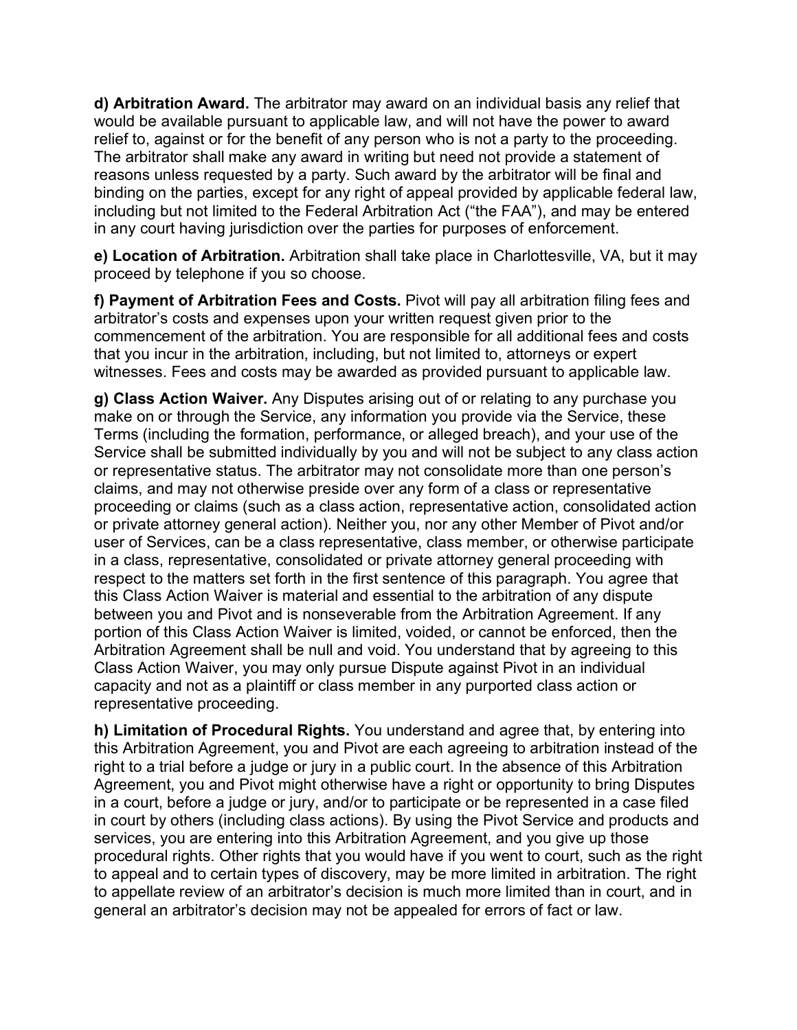**d) Arbitration Award.** The arbitrator may award on an individual basis any relief that would be available pursuant to applicable law, and will not have the power to award relief to, against or for the benefit of any person who is not a party to the proceeding. The arbitrator shall make any award in writing but need not provide a statement of reasons unless requested by a party. Such award by the arbitrator will be final and binding on the parties, except for any right of appeal provided by applicable federal law, including but not limited to the Federal Arbitration Act ("the FAA"), and may be entered in any court having jurisdiction over the parties for purposes of enforcement.

**e) Location of Arbitration.** Arbitration shall take place in Charlottesville, VA, but it may proceed by telephone if you so choose.

**f) Payment of Arbitration Fees and Costs.** Pivot will pay all arbitration filing fees and arbitrator's costs and expenses upon your written request given prior to the commencement of the arbitration. You are responsible for all additional fees and costs that you incur in the arbitration, including, but not limited to, attorneys or expert witnesses. Fees and costs may be awarded as provided pursuant to applicable law.

**g) Class Action Waiver.** Any Disputes arising out of or relating to any purchase you make on or through the Service, any information you provide via the Service, these Terms (including the formation, performance, or alleged breach), and your use of the Service shall be submitted individually by you and will not be subject to any class action or representative status. The arbitrator may not consolidate more than one person's claims, and may not otherwise preside over any form of a class or representative proceeding or claims (such as a class action, representative action, consolidated action or private attorney general action). Neither you, nor any other Member of Pivot and/or user of Services, can be a class representative, class member, or otherwise participate in a class, representative, consolidated or private attorney general proceeding with respect to the matters set forth in the first sentence of this paragraph. You agree that this Class Action Waiver is material and essential to the arbitration of any dispute between you and Pivot and is nonseverable from the Arbitration Agreement. If any portion of this Class Action Waiver is limited, voided, or cannot be enforced, then the Arbitration Agreement shall be null and void. You understand that by agreeing to this Class Action Waiver, you may only pursue Dispute against Pivot in an individual capacity and not as a plaintiff or class member in any purported class action or representative proceeding.

**h) Limitation of Procedural Rights.** You understand and agree that, by entering into this Arbitration Agreement, you and Pivot are each agreeing to arbitration instead of the right to a trial before a judge or jury in a public court. In the absence of this Arbitration Agreement, you and Pivot might otherwise have a right or opportunity to bring Disputes in a court, before a judge or jury, and/or to participate or be represented in a case filed in court by others (including class actions). By using the Pivot Service and products and services, you are entering into this Arbitration Agreement, and you give up those procedural rights. Other rights that you would have if you went to court, such as the right to appeal and to certain types of discovery, may be more limited in arbitration. The right to appellate review of an arbitrator's decision is much more limited than in court, and in general an arbitrator's decision may not be appealed for errors of fact or law.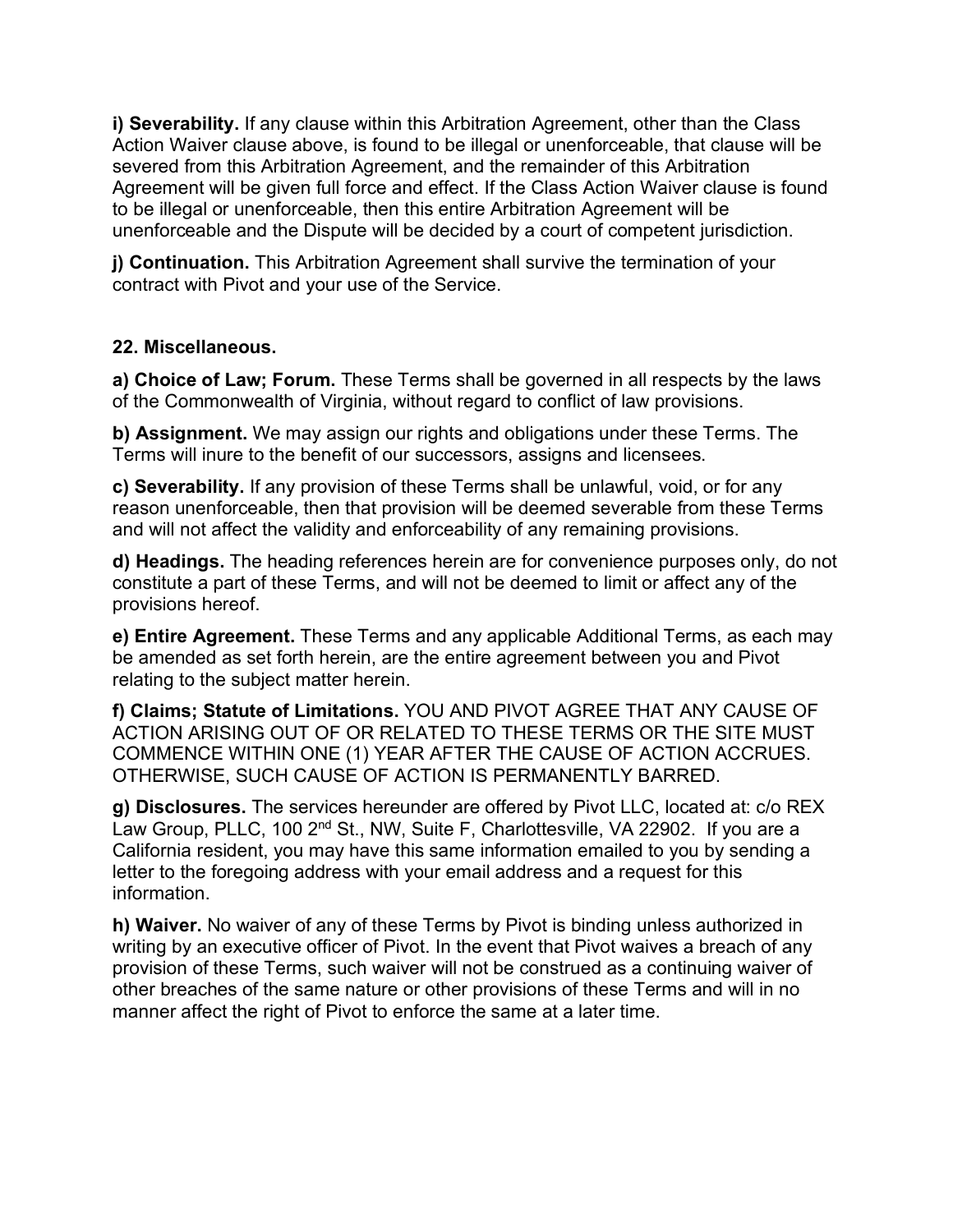**i) Severability.** If any clause within this Arbitration Agreement, other than the Class Action Waiver clause above, is found to be illegal or unenforceable, that clause will be severed from this Arbitration Agreement, and the remainder of this Arbitration Agreement will be given full force and effect. If the Class Action Waiver clause is found to be illegal or unenforceable, then this entire Arbitration Agreement will be unenforceable and the Dispute will be decided by a court of competent jurisdiction.

**j) Continuation.** This Arbitration Agreement shall survive the termination of your contract with Pivot and your use of the Service.

**22. Miscellaneous.**

**a) Choice of Law; Forum.** These Terms shall be governed in all respects by the laws of the Commonwealth of Virginia, without regard to conflict of law provisions.

**b) Assignment.** We may assign our rights and obligations under these Terms. The Terms will inure to the benefit of our successors, assigns and licensees.

**c) Severability.** If any provision of these Terms shall be unlawful, void, or for any reason unenforceable, then that provision will be deemed severable from these Terms and will not affect the validity and enforceability of any remaining provisions.

**d) Headings.** The heading references herein are for convenience purposes only, do not constitute a part of these Terms, and will not be deemed to limit or affect any of the provisions hereof.

**e) Entire Agreement.** These Terms and any applicable Additional Terms, as each may be amended as set forth herein, are the entire agreement between you and Pivot relating to the subject matter herein.

**f) Claims; Statute of Limitations.** YOU AND PIVOT AGREE THAT ANY CAUSE OF ACTION ARISING OUT OF OR RELATED TO THESE TERMS OR THE SITE MUST COMMENCE WITHIN ONE (1) YEAR AFTER THE CAUSE OF ACTION ACCRUES. OTHERWISE, SUCH CAUSE OF ACTION IS PERMANENTLY BARRED.

**g) Disclosures.** The services hereunder are offered by Pivot LLC, located at: c/o REX Law Group, PLLC, 100 2nd St., NW, Suite F, Charlottesville, VA 22902. If you are a California resident, you may have this same information emailed to you by sending a letter to the foregoing address with your email address and a request for this information.

**h) Waiver.** No waiver of any of these Terms by Pivot is binding unless authorized in writing by an executive officer of Pivot. In the event that Pivot waives a breach of any provision of these Terms, such waiver will not be construed as a continuing waiver of other breaches of the same nature or other provisions of these Terms and will in no manner affect the right of Pivot to enforce the same at a later time.